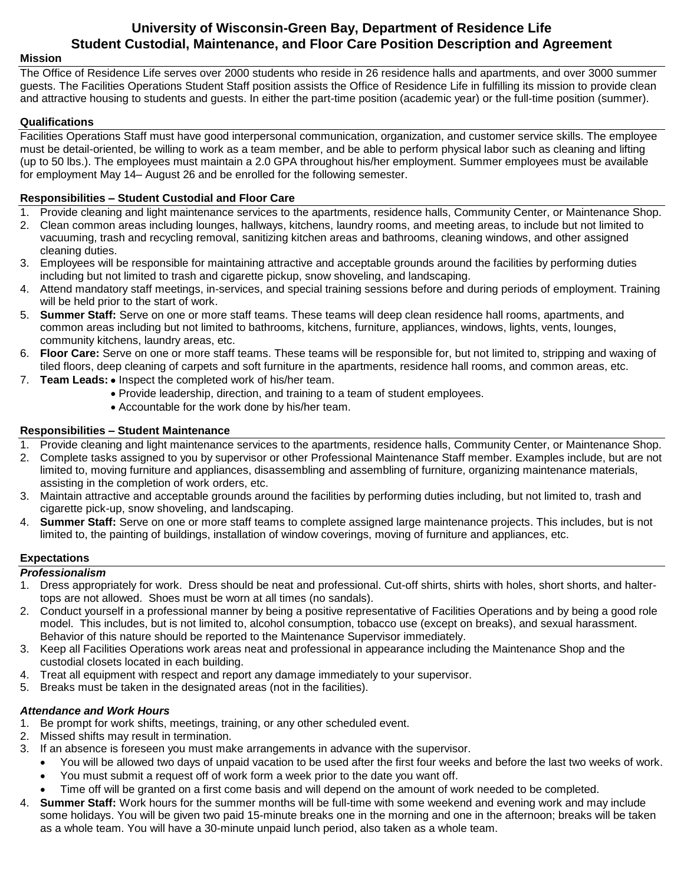# University of Wisconsin-Green Bay, Department of Residence Life
# Student Custodial, Maintenance, and Floor Care Position Description and Agreement

## Mission

The Office of Residence Life serves over 2000 students who reside in 26 residence halls and apartments, and over 3000 summer guests. The Facilities Operations Student Staff position assists the Office of Residence Life in fulfilling its mission to provide clean and attractive housing to students and guests. In either the part-time position (academic year) or the full-time position (summer).

## Qualifications

Facilities Operations Staff must have good interpersonal communication, organization, and customer service skills. The employee must be detail-oriented, be willing to work as a team member, and be able to perform physical labor such as cleaning and lifting (up to 50 lbs.). The employees must maintain a 2.0 GPA throughout his/her employment. Summer employees must be available for employment May 14– August 26 and be enrolled for the following semester.

## Responsibilities – Student Custodial and Floor Care

1. Provide cleaning and light maintenance services to the apartments, residence halls, Community Center, or Maintenance Shop.
2. Clean common areas including lounges, hallways, kitchens, laundry rooms, and meeting areas, to include but not limited to vacuuming, trash and recycling removal, sanitizing kitchen areas and bathrooms, cleaning windows, and other assigned cleaning duties.
3. Employees will be responsible for maintaining attractive and acceptable grounds around the facilities by performing duties including but not limited to trash and cigarette pickup, snow shoveling, and landscaping.
4. Attend mandatory staff meetings, in-services, and special training sessions before and during periods of employment. Training will be held prior to the start of work.
5. **Summer Staff:** Serve on one or more staff teams. These teams will deep clean residence hall rooms, apartments, and common areas including but not limited to bathrooms, kitchens, furniture, appliances, windows, lights, vents, lounges, community kitchens, laundry areas, etc.
6. **Floor Care:** Serve on one or more staff teams. These teams will be responsible for, but not limited to, stripping and waxing of tiled floors, deep cleaning of carpets and soft furniture in the apartments, residence hall rooms, and common areas, etc.
7. **Team Leads:**
   - Inspect the completed work of his/her team.
   - Provide leadership, direction, and training to a team of student employees.
   - Accountable for the work done by his/her team.

## Responsibilities – Student Maintenance

1. Provide cleaning and light maintenance services to the apartments, residence halls, Community Center, or Maintenance Shop.
2. Complete tasks assigned to you by supervisor or other Professional Maintenance Staff member. Examples include, but are not limited to, moving furniture and appliances, disassembling and assembling of furniture, organizing maintenance materials, assisting in the completion of work orders, etc.
3. Maintain attractive and acceptable grounds around the facilities by performing duties including, but not limited to, trash and cigarette pick-up, snow shoveling, and landscaping.
4. **Summer Staff:** Serve on one or more staff teams to complete assigned large maintenance projects. This includes, but is not limited to, the painting of buildings, installation of window coverings, moving of furniture and appliances, etc.

## Expectations

### *Professionalism*

1. Dress appropriately for work. Dress should be neat and professional. Cut-off shirts, shirts with holes, short shorts, and halter-tops are not allowed. Shoes must be worn at all times (no sandals).
2. Conduct yourself in a professional manner by being a positive representative of Facilities Operations and by being a good role model. This includes, but is not limited to, alcohol consumption, tobacco use (except on breaks), and sexual harassment. Behavior of this nature should be reported to the Maintenance Supervisor immediately.
3. Keep all Facilities Operations work areas neat and professional in appearance including the Maintenance Shop and the custodial closets located in each building.
4. Treat all equipment with respect and report any damage immediately to your supervisor.
5. Breaks must be taken in the designated areas (not in the facilities).

### *Attendance and Work Hours*

1. Be prompt for work shifts, meetings, training, or any other scheduled event.
2. Missed shifts may result in termination.
3. If an absence is foreseen you must make arrangements in advance with the supervisor.
   - You will be allowed two days of unpaid vacation to be used after the first four weeks and before the last two weeks of work.
   - You must submit a request off of work form a week prior to the date you want off.
   - Time off will be granted on a first come basis and will depend on the amount of work needed to be completed.
4. **Summer Staff:** Work hours for the summer months will be full-time with some weekend and evening work and may include some holidays. You will be given two paid 15-minute breaks one in the morning and one in the afternoon; breaks will be taken as a whole team. You will have a 30-minute unpaid lunch period, also taken as a whole team.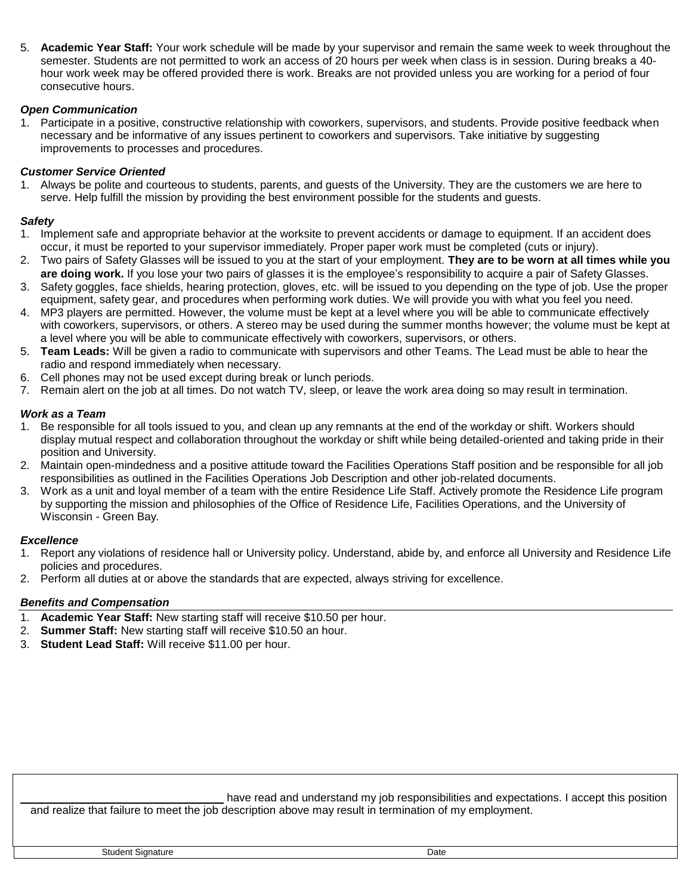5. **Academic Year Staff:** Your work schedule will be made by your supervisor and remain the same week to week throughout the semester. Students are not permitted to work an access of 20 hours per week when class is in session. During breaks a 40-hour work week may be offered provided there is work. Breaks are not provided unless you are working for a period of four consecutive hours.

***Open Communication***

1. Participate in a positive, constructive relationship with coworkers, supervisors, and students. Provide positive feedback when necessary and be informative of any issues pertinent to coworkers and supervisors. Take initiative by suggesting improvements to processes and procedures.

***Customer Service Oriented***

1. Always be polite and courteous to students, parents, and guests of the University. They are the customers we are here to serve. Help fulfill the mission by providing the best environment possible for the students and guests.

***Safety***

1. Implement safe and appropriate behavior at the worksite to prevent accidents or damage to equipment. If an accident does occur, it must be reported to your supervisor immediately. Proper paper work must be completed (cuts or injury).
2. Two pairs of Safety Glasses will be issued to you at the start of your employment. **They are to be worn at all times while you are doing work.** If you lose your two pairs of glasses it is the employee's responsibility to acquire a pair of Safety Glasses.
3. Safety goggles, face shields, hearing protection, gloves, etc. will be issued to you depending on the type of job. Use the proper equipment, safety gear, and procedures when performing work duties. We will provide you with what you feel you need.
4. MP3 players are permitted. However, the volume must be kept at a level where you will be able to communicate effectively with coworkers, supervisors, or others. A stereo may be used during the summer months however; the volume must be kept at a level where you will be able to communicate effectively with coworkers, supervisors, or others.
5. **Team Leads:** Will be given a radio to communicate with supervisors and other Teams. The Lead must be able to hear the radio and respond immediately when necessary.
6. Cell phones may not be used except during break or lunch periods.
7. Remain alert on the job at all times. Do not watch TV, sleep, or leave the work area doing so may result in termination.

***Work as a Team***

1. Be responsible for all tools issued to you, and clean up any remnants at the end of the workday or shift. Workers should display mutual respect and collaboration throughout the workday or shift while being detailed-oriented and taking pride in their position and University.
2. Maintain open-mindedness and a positive attitude toward the Facilities Operations Staff position and be responsible for all job responsibilities as outlined in the Facilities Operations Job Description and other job-related documents.
3. Work as a unit and loyal member of a team with the entire Residence Life Staff. Actively promote the Residence Life program by supporting the mission and philosophies of the Office of Residence Life, Facilities Operations, and the University of Wisconsin - Green Bay.

***Excellence***

1. Report any violations of residence hall or University policy. Understand, abide by, and enforce all University and Residence Life policies and procedures.
2. Perform all duties at or above the standards that are expected, always striving for excellence.

***Benefits and Compensation***

1. **Academic Year Staff:** New starting staff will receive $10.50 per hour.
2. **Summer Staff:** New starting staff will receive $10.50 an hour.
3. **Student Lead Staff:** Will receive $11.00 per hour.

________________________________ have read and understand my job responsibilities and expectations. I accept this position and realize that failure to meet the job description above may result in termination of my employment.

Student Signature                                        Date